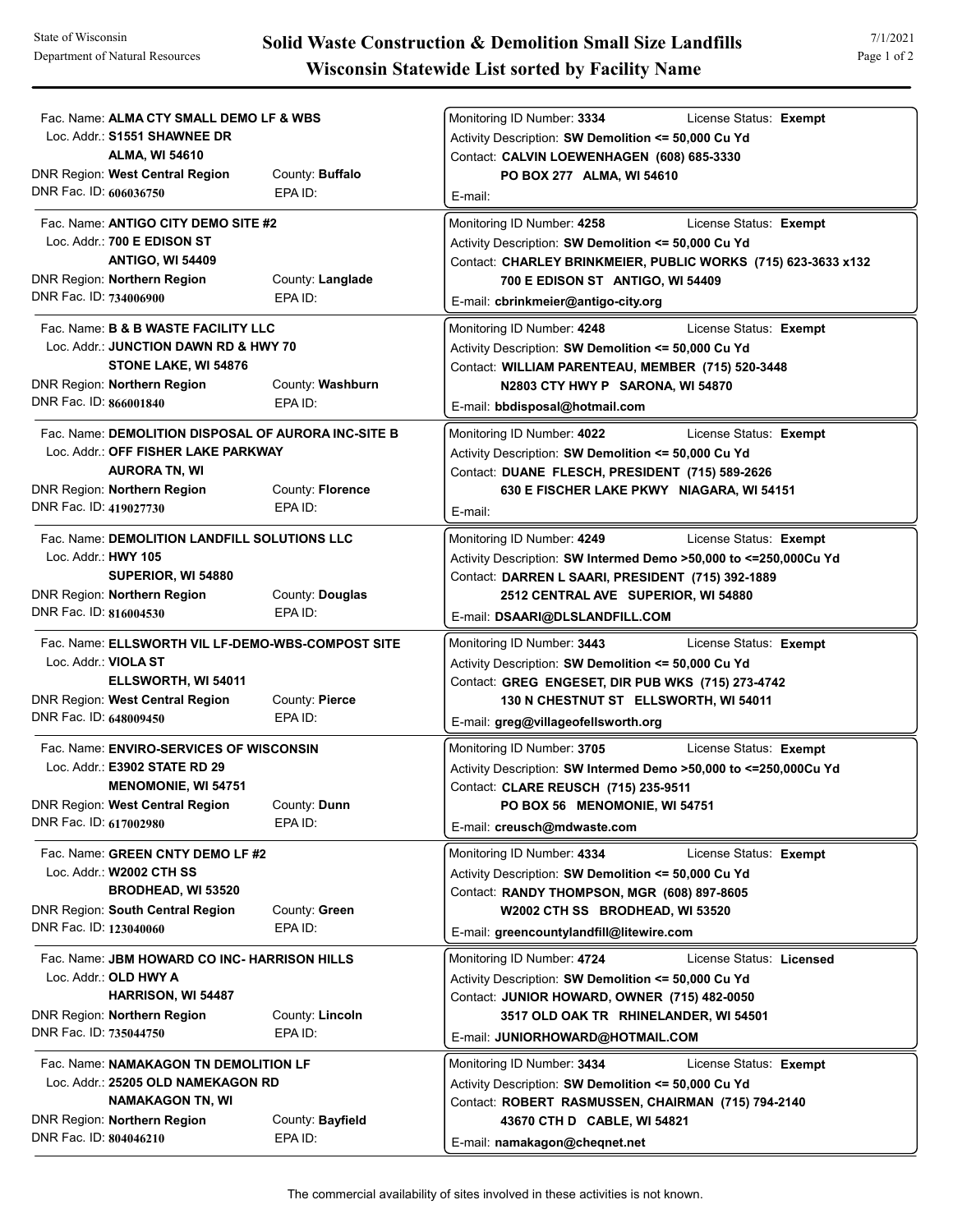State of Wisconsin
Department of Natural Resources

# Solid Waste Construction & Demolition Small Size Landfills
## Wisconsin Statewide List sorted by Facility Name

7/1/2021

---

Fac. Name: **ALMA CTY SMALL DEMO LF & WBS**
Loc. Addr.: **S1551 SHAWNEE DR**
**ALMA, WI 54610**
DNR Region: **West Central Region** County: **Buffalo**
DNR Fac. ID: **606036750** EPA ID:

Monitoring ID Number: **3334** License Status: **Exempt**
Activity Description: **SW Demolition <= 50,000 Cu Yd**
Contact: **CALVIN LOEWENHAGEN (608) 685-3330**
**PO BOX 277 ALMA, WI 54610**
E-mail:

---

Fac. Name: **ANTIGO CITY DEMO SITE #2**
Loc. Addr.: **700 E EDISON ST**
**ANTIGO, WI 54409**
DNR Region: **Northern Region** County: **Langlade**
DNR Fac. ID: **734006900** EPA ID:

Monitoring ID Number: **4258** License Status: **Exempt**
Activity Description: **SW Demolition <= 50,000 Cu Yd**
Contact: **CHARLEY BRINKMEIER, PUBLIC WORKS (715) 623-3633 x132**
**700 E EDISON ST ANTIGO, WI 54409**
E-mail: **cbrinkmeier@antigo-city.org**

---

Fac. Name: **B & B WASTE FACILITY LLC**
Loc. Addr.: **JUNCTION DAWN RD & HWY 70**
**STONE LAKE, WI 54876**
DNR Region: **Northern Region** County: **Washburn**
DNR Fac. ID: **866001840** EPA ID:

Monitoring ID Number: **4248** License Status: **Exempt**
Activity Description: **SW Demolition <= 50,000 Cu Yd**
Contact: **WILLIAM PARENTEAU, MEMBER (715) 520-3448**
**N2803 CTY HWY P SARONA, WI 54870**
E-mail: **bbdisposal@hotmail.com**

---

Fac. Name: **DEMOLITION DISPOSAL OF AURORA INC-SITE B**
Loc. Addr.: **OFF FISHER LAKE PARKWAY**
**AURORA TN, WI**
DNR Region: **Northern Region** County: **Florence**
DNR Fac. ID: **419027730** EPA ID:

Monitoring ID Number: **4022** License Status: **Exempt**
Activity Description: **SW Demolition <= 50,000 Cu Yd**
Contact: **DUANE FLESCH, PRESIDENT (715) 589-2626**
**630 E FISCHER LAKE PKWY NIAGARA, WI 54151**
E-mail:

---

Fac. Name: **DEMOLITION LANDFILL SOLUTIONS LLC**
Loc. Addr.: **HWY 105**
**SUPERIOR, WI 54880**
DNR Region: **Northern Region** County: **Douglas**
DNR Fac. ID: **816004530** EPA ID:

Monitoring ID Number: **4249** License Status: **Exempt**
Activity Description: **SW Intermed Demo >50,000 to <=250,000Cu Yd**
Contact: **DARREN L SAARI, PRESIDENT (715) 392-1889**
**2512 CENTRAL AVE SUPERIOR, WI 54880**
E-mail: **DSAARI@DLSLANDFILL.COM**

---

Fac. Name: **ELLSWORTH VIL LF-DEMO-WBS-COMPOST SITE**
Loc. Addr.: **VIOLA ST**
**ELLSWORTH, WI 54011**
DNR Region: **West Central Region** County: **Pierce**
DNR Fac. ID: **648009450** EPA ID:

Monitoring ID Number: **3443** License Status: **Exempt**
Activity Description: **SW Demolition <= 50,000 Cu Yd**
Contact: **GREG ENGESET, DIR PUB WKS (715) 273-4742**
**130 N CHESTNUT ST ELLSWORTH, WI 54011**
E-mail: **greg@villageofellsworth.org**

---

Fac. Name: **ENVIRO-SERVICES OF WISCONSIN**
Loc. Addr.: **E3902 STATE RD 29**
**MENOMONIE, WI 54751**
DNR Region: **West Central Region** County: **Dunn**
DNR Fac. ID: **617002980** EPA ID:

Monitoring ID Number: **3705** License Status: **Exempt**
Activity Description: **SW Intermed Demo >50,000 to <=250,000Cu Yd**
Contact: **CLARE REUSCH (715) 235-9511**
**PO BOX 56 MENOMONIE, WI 54751**
E-mail: **creusch@mdwaste.com**

---

Fac. Name: **GREEN CNTY DEMO LF #2**
Loc. Addr.: **W2002 CTH SS**
**BRODHEAD, WI 53520**
DNR Region: **South Central Region** County: **Green**
DNR Fac. ID: **123040060** EPA ID:

Monitoring ID Number: **4334** License Status: **Exempt**
Activity Description: **SW Demolition <= 50,000 Cu Yd**
Contact: **RANDY THOMPSON, MGR (608) 897-8605**
**W2002 CTH SS BRODHEAD, WI 53520**
E-mail: **greencountylandfill@litewire.com**

---

Fac. Name: **JBM HOWARD CO INC- HARRISON HILLS**
Loc. Addr.: **OLD HWY A**
**HARRISON, WI 54487**
DNR Region: **Northern Region** County: **Lincoln**
DNR Fac. ID: **735044750** EPA ID:

Monitoring ID Number: **4724** License Status: **Licensed**
Activity Description: **SW Demolition <= 50,000 Cu Yd**
Contact: **JUNIOR HOWARD, OWNER (715) 482-0050**
**3517 OLD OAK TR RHINELANDER, WI 54501**
E-mail: **JUNIORHOWARD@HOTMAIL.COM**

---

Fac. Name: **NAMAKAGON TN DEMOLITION LF**
Loc. Addr.: **25205 OLD NAMEKAGON RD**
**NAMAKAGON TN, WI**
DNR Region: **Northern Region** County: **Bayfield**
DNR Fac. ID: **804046210** EPA ID:

Monitoring ID Number: **3434** License Status: **Exempt**
Activity Description: **SW Demolition <= 50,000 Cu Yd**
Contact: **ROBERT RASMUSSEN, CHAIRMAN (715) 794-2140**
**43670 CTH D CABLE, WI 54821**
E-mail: **namakagon@cheqnet.net**

---

The commercial availability of sites involved in these activities is not known.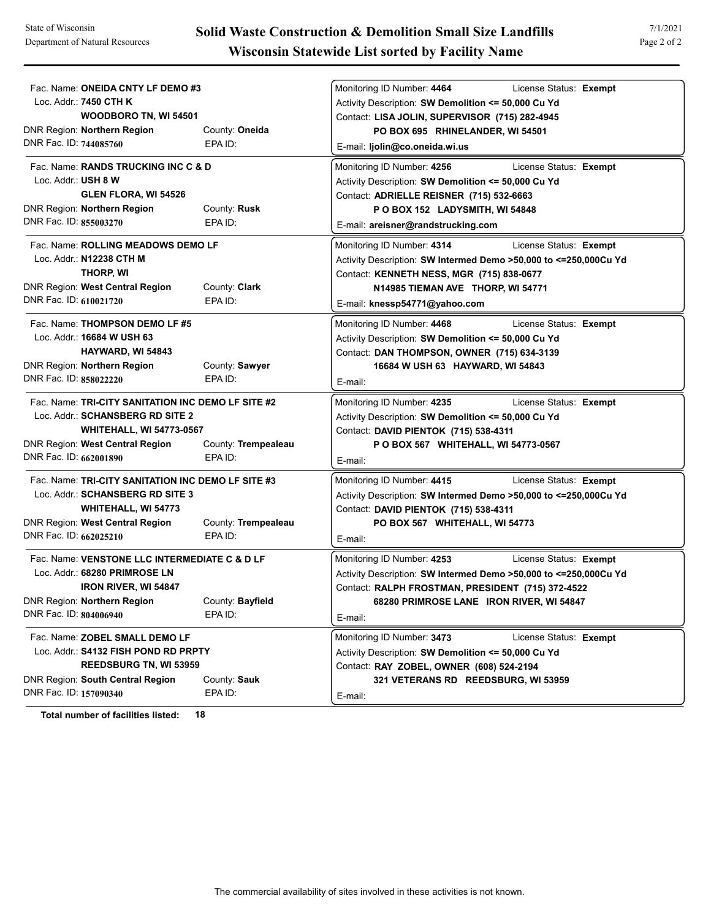# Solid Waste Construction & Demolition Small Size Landfills
## Wisconsin Statewide List sorted by Facility Name

Fac. Name: **ONEIDA CNTY LF DEMO #3**
Loc. Addr.: **7450 CTH K**
**WOODBORO TN, WI 54501**
DNR Region: **Northern Region** County: **Oneida**
DNR Fac. ID: **744085760** EPA ID:

Monitoring ID Number: **4464** License Status: **Exempt**
Activity Description: **SW Demolition <= 50,000 Cu Yd**
Contact: **LISA JOLIN, SUPERVISOR (715) 282-4945**
**PO BOX 695 RHINELANDER, WI 54501**
E-mail: **ljolin@co.oneida.wi.us**

---

Fac. Name: **RANDS TRUCKING INC C & D**
Loc. Addr.: **USH 8 W**
**GLEN FLORA, WI 54526**
DNR Region: **Northern Region** County: **Rusk**
DNR Fac. ID: **855003270** EPA ID:

Monitoring ID Number: **4256** License Status: **Exempt**
Activity Description: **SW Demolition <= 50,000 Cu Yd**
Contact: **ADRIELLE REISNER (715) 532-6663**
**P O BOX 152 LADYSMITH, WI 54848**
E-mail: **areisner@randstrucking.com**

---

Fac. Name: **ROLLING MEADOWS DEMO LF**
Loc. Addr.: **N12238 CTH M**
**THORP, WI**
DNR Region: **West Central Region** County: **Clark**
DNR Fac. ID: **610021720** EPA ID:

Monitoring ID Number: **4314** License Status: **Exempt**
Activity Description: **SW Intermed Demo >50,000 to <=250,000Cu Yd**
Contact: **KENNETH NESS, MGR (715) 838-0677**
**N14985 TIEMAN AVE THORP, WI 54771**
E-mail: **knessp54771@yahoo.com**

---

Fac. Name: **THOMPSON DEMO LF #5**
Loc. Addr.: **16684 W USH 63**
**HAYWARD, WI 54843**
DNR Region: **Northern Region** County: **Sawyer**
DNR Fac. ID: **858022220** EPA ID:

Monitoring ID Number: **4468** License Status: **Exempt**
Activity Description: **SW Demolition <= 50,000 Cu Yd**
Contact: **DAN THOMPSON, OWNER (715) 634-3139**
**16684 W USH 63 HAYWARD, WI 54843**
E-mail:

---

Fac. Name: **TRI-CITY SANITATION INC DEMO LF SITE #2**
Loc. Addr.: **SCHANSBERG RD SITE 2**
**WHITEHALL, WI 54773-0567**
DNR Region: **West Central Region** County: **Trempealeau**
DNR Fac. ID: **662001890** EPA ID:

Monitoring ID Number: **4235** License Status: **Exempt**
Activity Description: **SW Demolition <= 50,000 Cu Yd**
Contact: **DAVID PIENTOK (715) 538-4311**
**P O BOX 567 WHITEHALL, WI 54773-0567**
E-mail:

---

Fac. Name: **TRI-CITY SANITATION INC DEMO LF SITE #3**
Loc. Addr.: **SCHANSBERG RD SITE 3**
**WHITEHALL, WI 54773**
DNR Region: **West Central Region** County: **Trempealeau**
DNR Fac. ID: **662025210** EPA ID:

Monitoring ID Number: **4415** License Status: **Exempt**
Activity Description: **SW Intermed Demo >50,000 to <=250,000Cu Yd**
Contact: **DAVID PIENTOK (715) 538-4311**
**PO BOX 567 WHITEHALL, WI 54773**
E-mail:

---

Fac. Name: **VENSTONE LLC INTERMEDIATE C & D LF**
Loc. Addr.: **68280 PRIMROSE LN**
**IRON RIVER, WI 54847**
DNR Region: **Northern Region** County: **Bayfield**
DNR Fac. ID: **804006940** EPA ID:

Monitoring ID Number: **4253** License Status: **Exempt**
Activity Description: **SW Intermed Demo >50,000 to <=250,000Cu Yd**
Contact: **RALPH FROSTMAN, PRESIDENT (715) 372-4522**
**68280 PRIMROSE LANE IRON RIVER, WI 54847**
E-mail:

---

Fac. Name: **ZOBEL SMALL DEMO LF**
Loc. Addr.: **S4132 FISH POND RD PRPTY**
**REEDSBURG TN, WI 53959**
DNR Region: **South Central Region** County: **Sauk**
DNR Fac. ID: **157090340** EPA ID:

Monitoring ID Number: **3473** License Status: **Exempt**
Activity Description: **SW Demolition <= 50,000 Cu Yd**
Contact: **RAY ZOBEL, OWNER (608) 524-2194**
**321 VETERANS RD REEDSBURG, WI 53959**
E-mail:

---

**Total number of facilities listed: 18**

The commercial availability of sites involved in these activities is not known.